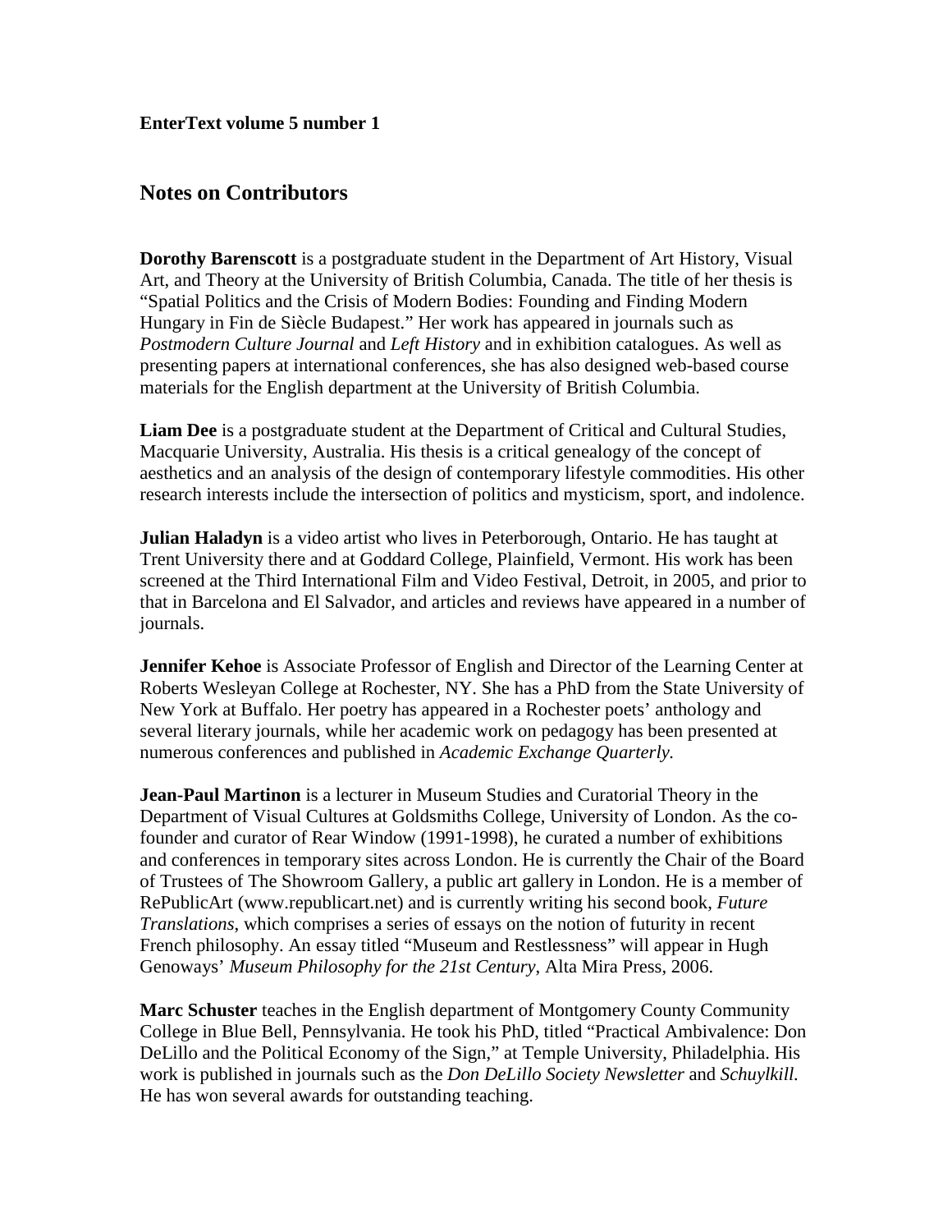**EnterText volume 5 number 1**

## Notes on Contributors

**Dorothy Barenscott** is a postgraduate student in the Department of Art History, Visual Art, and Theory at the University of British Columbia, Canada. The title of her thesis is "Spatial Politics and the Crisis of Modern Bodies: Founding and Finding Modern Hungary in Fin de Siècle Budapest." Her work has appeared in journals such as *Postmodern Culture Journal* and *Left History* and in exhibition catalogues. As well as presenting papers at international conferences, she has also designed web-based course materials for the English department at the University of British Columbia.

**Liam Dee** is a postgraduate student at the Department of Critical and Cultural Studies, Macquarie University, Australia. His thesis is a critical genealogy of the concept of aesthetics and an analysis of the design of contemporary lifestyle commodities. His other research interests include the intersection of politics and mysticism, sport, and indolence.

**Julian Haladyn** is a video artist who lives in Peterborough, Ontario. He has taught at Trent University there and at Goddard College, Plainfield, Vermont. His work has been screened at the Third International Film and Video Festival, Detroit, in 2005, and prior to that in Barcelona and El Salvador, and articles and reviews have appeared in a number of journals.

**Jennifer Kehoe** is Associate Professor of English and Director of the Learning Center at Roberts Wesleyan College at Rochester, NY. She has a PhD from the State University of New York at Buffalo. Her poetry has appeared in a Rochester poets' anthology and several literary journals, while her academic work on pedagogy has been presented at numerous conferences and published in *Academic Exchange Quarterly.*

**Jean-Paul Martinon** is a lecturer in Museum Studies and Curatorial Theory in the Department of Visual Cultures at Goldsmiths College, University of London. As the co-founder and curator of Rear Window (1991-1998), he curated a number of exhibitions and conferences in temporary sites across London. He is currently the Chair of the Board of Trustees of The Showroom Gallery, a public art gallery in London. He is a member of RePublicArt (www.republicart.net) and is currently writing his second book, *Future Translations*, which comprises a series of essays on the notion of futurity in recent French philosophy. An essay titled "Museum and Restlessness" will appear in Hugh Genoways' *Museum Philosophy for the 21st Century*, Alta Mira Press, 2006.

**Marc Schuster** teaches in the English department of Montgomery County Community College in Blue Bell, Pennsylvania. He took his PhD, titled "Practical Ambivalence: Don DeLillo and the Political Economy of the Sign," at Temple University, Philadelphia. His work is published in journals such as the *Don DeLillo Society Newsletter* and *Schuylkill.* He has won several awards for outstanding teaching.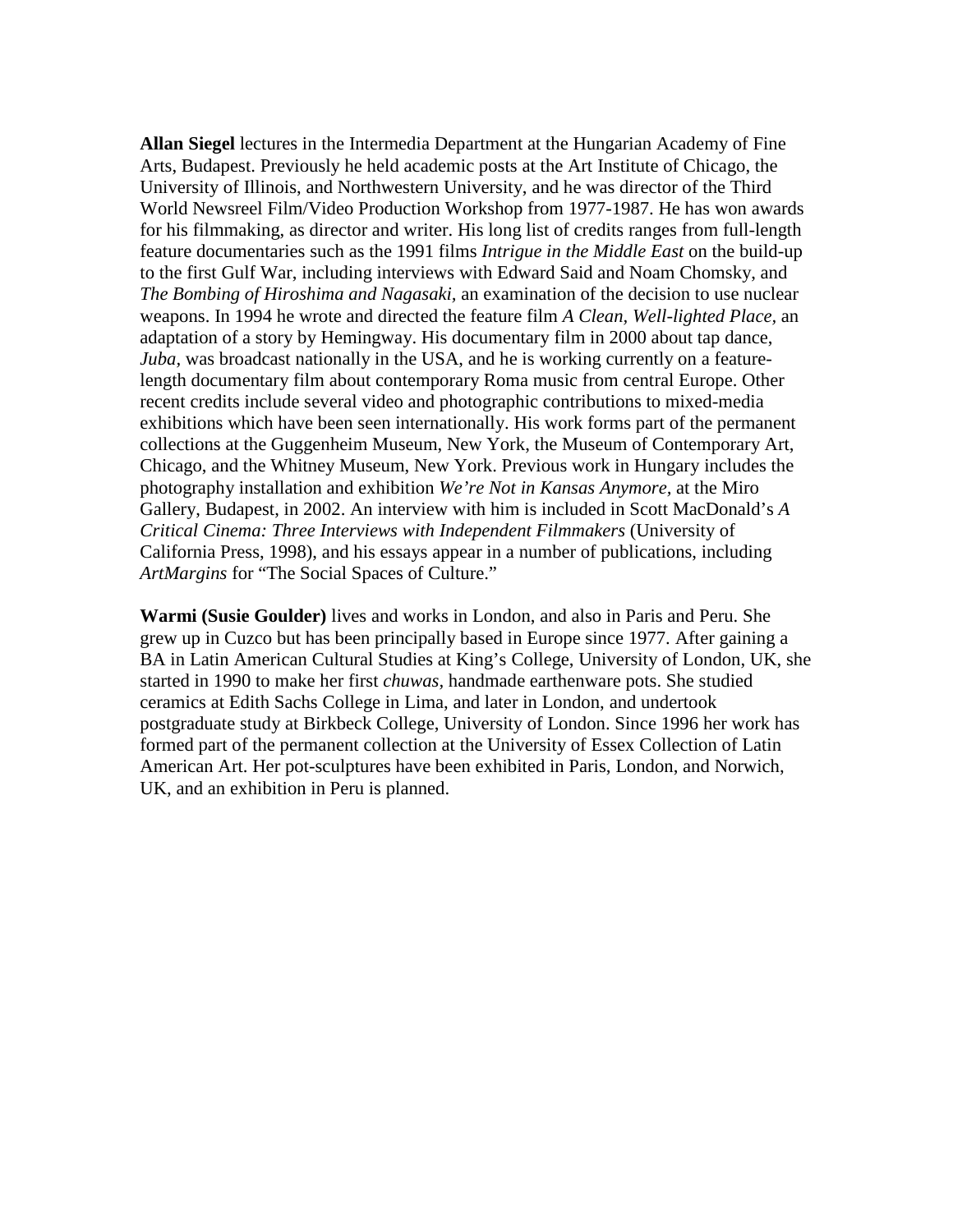**Allan Siegel** lectures in the Intermedia Department at the Hungarian Academy of Fine Arts, Budapest. Previously he held academic posts at the Art Institute of Chicago, the University of Illinois, and Northwestern University, and he was director of the Third World Newsreel Film/Video Production Workshop from 1977-1987. He has won awards for his filmmaking, as director and writer. His long list of credits ranges from full-length feature documentaries such as the 1991 films *Intrigue in the Middle East* on the build-up to the first Gulf War, including interviews with Edward Said and Noam Chomsky, and *The Bombing of Hiroshima and Nagasaki*, an examination of the decision to use nuclear weapons. In 1994 he wrote and directed the feature film *A Clean, Well-lighted Place*, an adaptation of a story by Hemingway. His documentary film in 2000 about tap dance, *Juba*, was broadcast nationally in the USA, and he is working currently on a feature-length documentary film about contemporary Roma music from central Europe. Other recent credits include several video and photographic contributions to mixed-media exhibitions which have been seen internationally. His work forms part of the permanent collections at the Guggenheim Museum, New York, the Museum of Contemporary Art, Chicago, and the Whitney Museum, New York. Previous work in Hungary includes the photography installation and exhibition *We're Not in Kansas Anymore*, at the Miro Gallery, Budapest, in 2002. An interview with him is included in Scott MacDonald's *A Critical Cinema: Three Interviews with Independent Filmmakers* (University of California Press, 1998), and his essays appear in a number of publications, including *ArtMargins* for "The Social Spaces of Culture."

**Warmi (Susie Goulder)** lives and works in London, and also in Paris and Peru. She grew up in Cuzco but has been principally based in Europe since 1977. After gaining a BA in Latin American Cultural Studies at King's College, University of London, UK, she started in 1990 to make her first *chuwas*, handmade earthenware pots. She studied ceramics at Edith Sachs College in Lima, and later in London, and undertook postgraduate study at Birkbeck College, University of London. Since 1996 her work has formed part of the permanent collection at the University of Essex Collection of Latin American Art. Her pot-sculptures have been exhibited in Paris, London, and Norwich, UK, and an exhibition in Peru is planned.